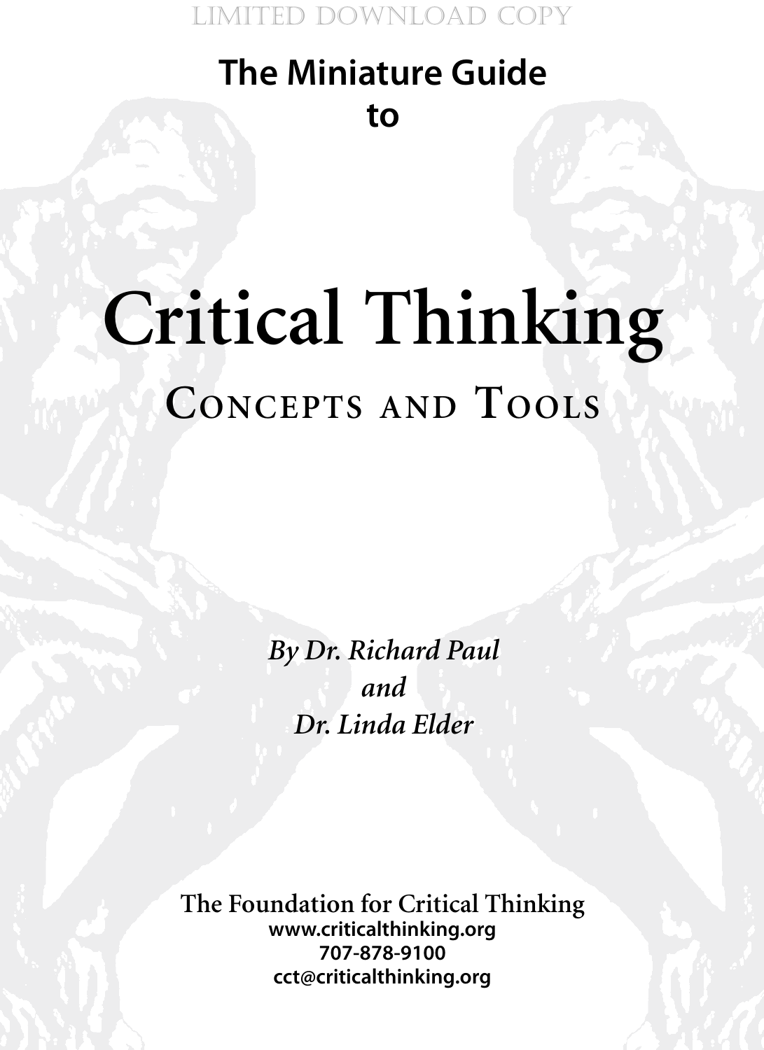LIMITED DOWNLOAD COPY

**The Miniature Guide to**

# Critical Thinking

## Concepts and Tools

*By Dr. Richard Paul*
*and*
*Dr. Linda Elder*

The Foundation for Critical Thinking
**www.criticalthinking.org**
**707-878-9100**
**cct@criticalthinking.org**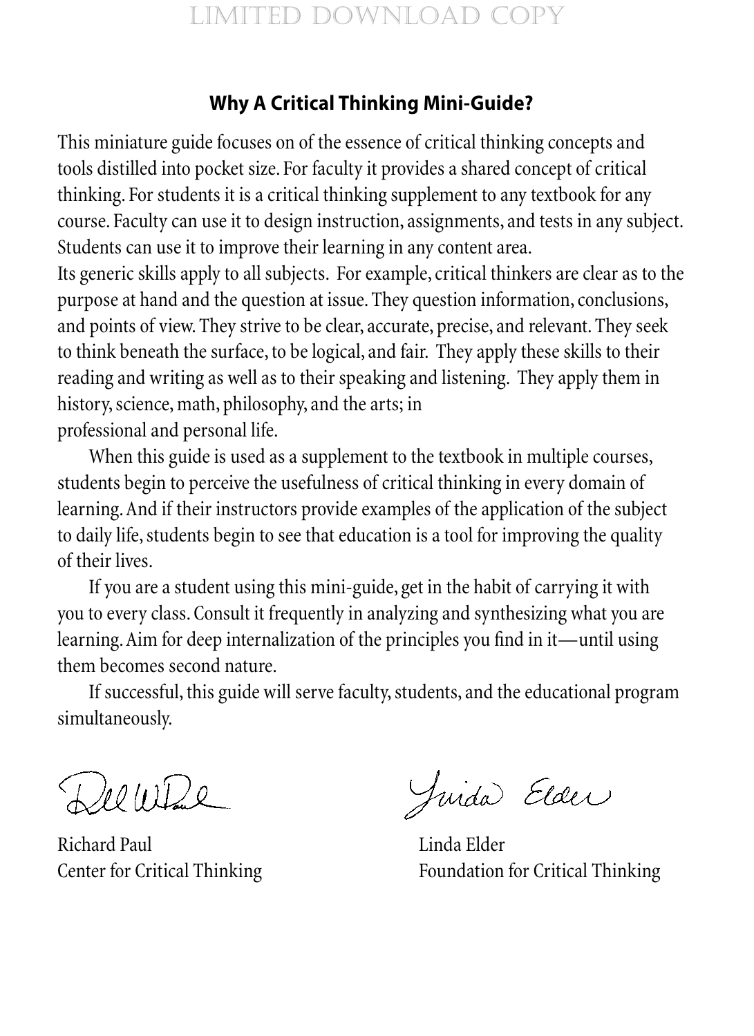## Why A Critical Thinking Mini-Guide?

This miniature guide focuses on of the essence of critical thinking concepts and tools distilled into pocket size. For faculty it provides a shared concept of critical thinking. For students it is a critical thinking supplement to any textbook for any course. Faculty can use it to design instruction, assignments, and tests in any subject. Students can use it to improve their learning in any content area.

Its generic skills apply to all subjects. For example, critical thinkers are clear as to the purpose at hand and the question at issue. They question information, conclusions, and points of view. They strive to be clear, accurate, precise, and relevant. They seek to think beneath the surface, to be logical, and fair. They apply these skills to their reading and writing as well as to their speaking and listening. They apply them in history, science, math, philosophy, and the arts; in professional and personal life.

When this guide is used as a supplement to the textbook in multiple courses, students begin to perceive the usefulness of critical thinking in every domain of learning. And if their instructors provide examples of the application of the subject to daily life, students begin to see that education is a tool for improving the quality of their lives.

If you are a student using this mini-guide, get in the habit of carrying it with you to every class. Consult it frequently in analyzing and synthesizing what you are learning. Aim for deep internalization of the principles you find in it—until using them becomes second nature.

If successful, this guide will serve faculty, students, and the educational program simultaneously.

Richard Paul
Center for Critical Thinking

Linda Elder
Foundation for Critical Thinking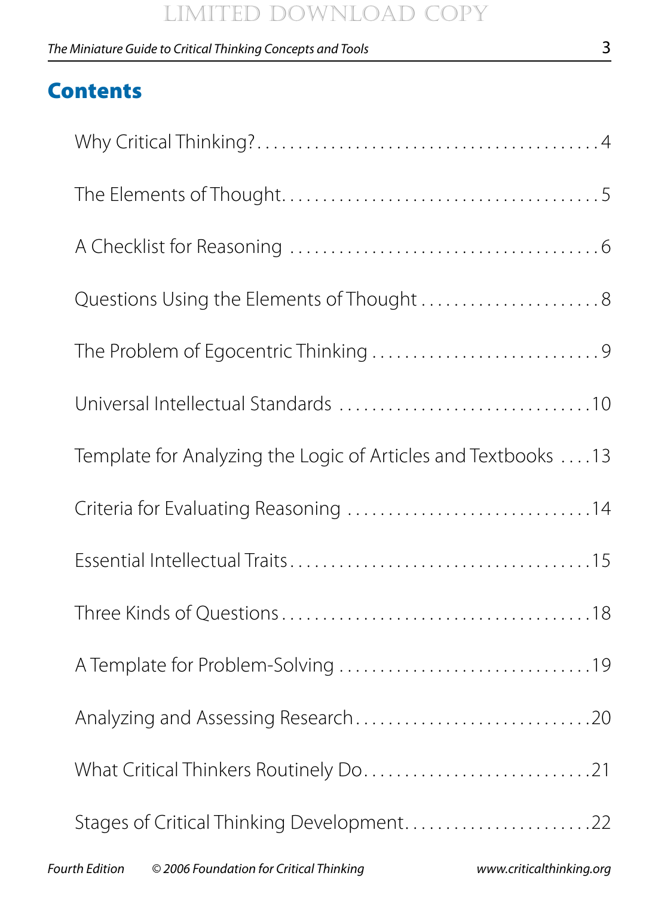## Contents

Why Critical Thinking? . . . . . . . . . . . . . . . . . . . . . . . . . . . . . . . . . . . . . . . 4

The Elements of Thought . . . . . . . . . . . . . . . . . . . . . . . . . . . . . . . . . . . . . 5

A Checklist for Reasoning . . . . . . . . . . . . . . . . . . . . . . . . . . . . . . . . . . . . 6

Questions Using the Elements of Thought . . . . . . . . . . . . . . . . . . . . . . . 8

The Problem of Egocentric Thinking . . . . . . . . . . . . . . . . . . . . . . . . . . . 9

Universal Intellectual Standards . . . . . . . . . . . . . . . . . . . . . . . . . . . . . . 10

Template for Analyzing the Logic of Articles and Textbooks . . . . 13

Criteria for Evaluating Reasoning . . . . . . . . . . . . . . . . . . . . . . . . . . . . 14

Essential Intellectual Traits . . . . . . . . . . . . . . . . . . . . . . . . . . . . . . . . . . 15

Three Kinds of Questions . . . . . . . . . . . . . . . . . . . . . . . . . . . . . . . . . . . 18

A Template for Problem-Solving . . . . . . . . . . . . . . . . . . . . . . . . . . . . . 19

Analyzing and Assessing Research . . . . . . . . . . . . . . . . . . . . . . . . . . . 20

What Critical Thinkers Routinely Do . . . . . . . . . . . . . . . . . . . . . . . . . . 21

Stages of Critical Thinking Development . . . . . . . . . . . . . . . . . . . . . . 22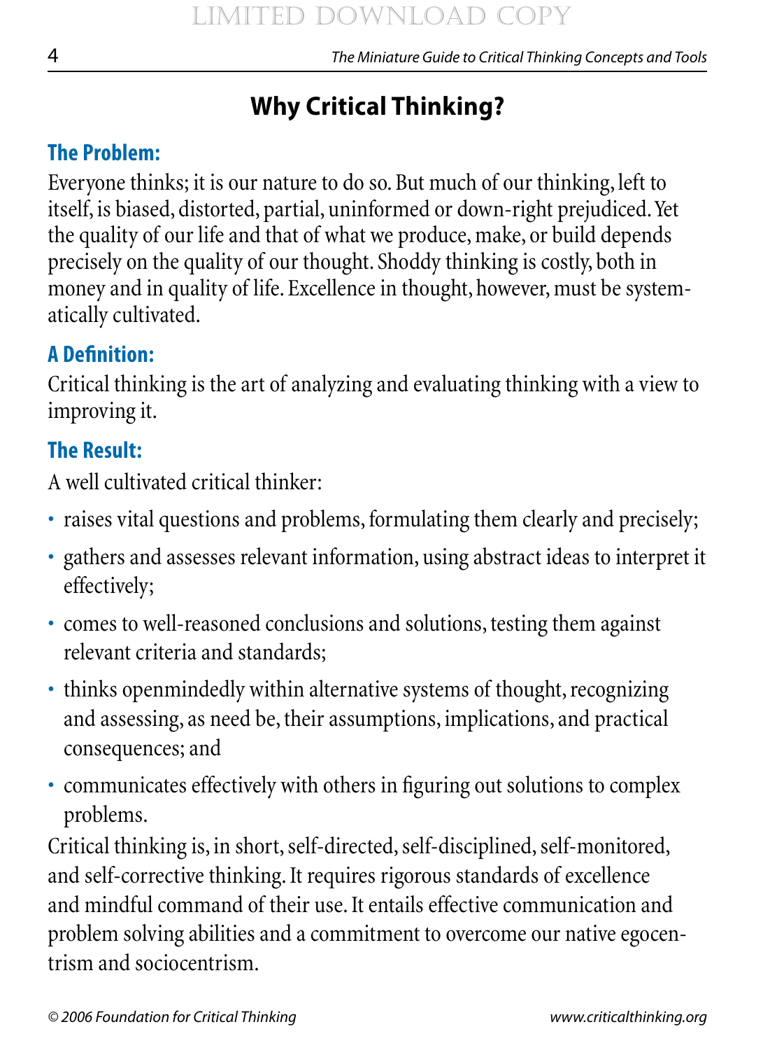# Why Critical Thinking?

## The Problem:

Everyone thinks; it is our nature to do so. But much of our thinking, left to itself, is biased, distorted, partial, uninformed or down-right prejudiced. Yet the quality of our life and that of what we produce, make, or build depends precisely on the quality of our thought. Shoddy thinking is costly, both in money and in quality of life. Excellence in thought, however, must be systematically cultivated.

## A Definition:

Critical thinking is the art of analyzing and evaluating thinking with a view to improving it.

## The Result:

A well cultivated critical thinker:

- raises vital questions and problems, formulating them clearly and precisely;
- gathers and assesses relevant information, using abstract ideas to interpret it effectively;
- comes to well-reasoned conclusions and solutions, testing them against relevant criteria and standards;
- thinks openmindedly within alternative systems of thought, recognizing and assessing, as need be, their assumptions, implications, and practical consequences; and
- communicates effectively with others in figuring out solutions to complex problems.

Critical thinking is, in short, self-directed, self-disciplined, self-monitored, and self-corrective thinking. It requires rigorous standards of excellence and mindful command of their use. It entails effective communication and problem solving abilities and a commitment to overcome our native egocentrism and sociocentrism.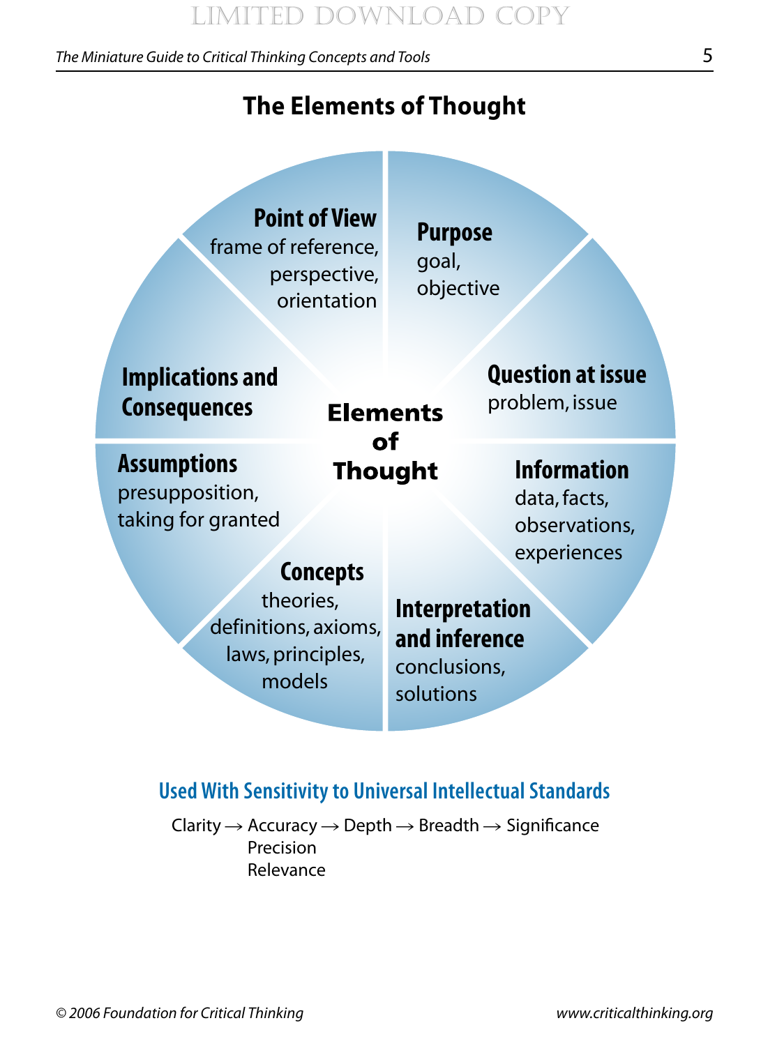# The Elements of Thought

**Elements of Thought**

**Point of View**
frame of reference, perspective, orientation

**Purpose**
goal, objective

**Question at issue**
problem, issue

**Information**
data, facts, observations, experiences

**Interpretation and inference**
conclusions, solutions

**Concepts**
theories, definitions, axioms, laws, principles, models

**Assumptions**
presupposition, taking for granted

**Implications and Consequences**

## Used With Sensitivity to Universal Intellectual Standards

Clarity → Accuracy → Depth → Breadth → Significance
Precision
Relevance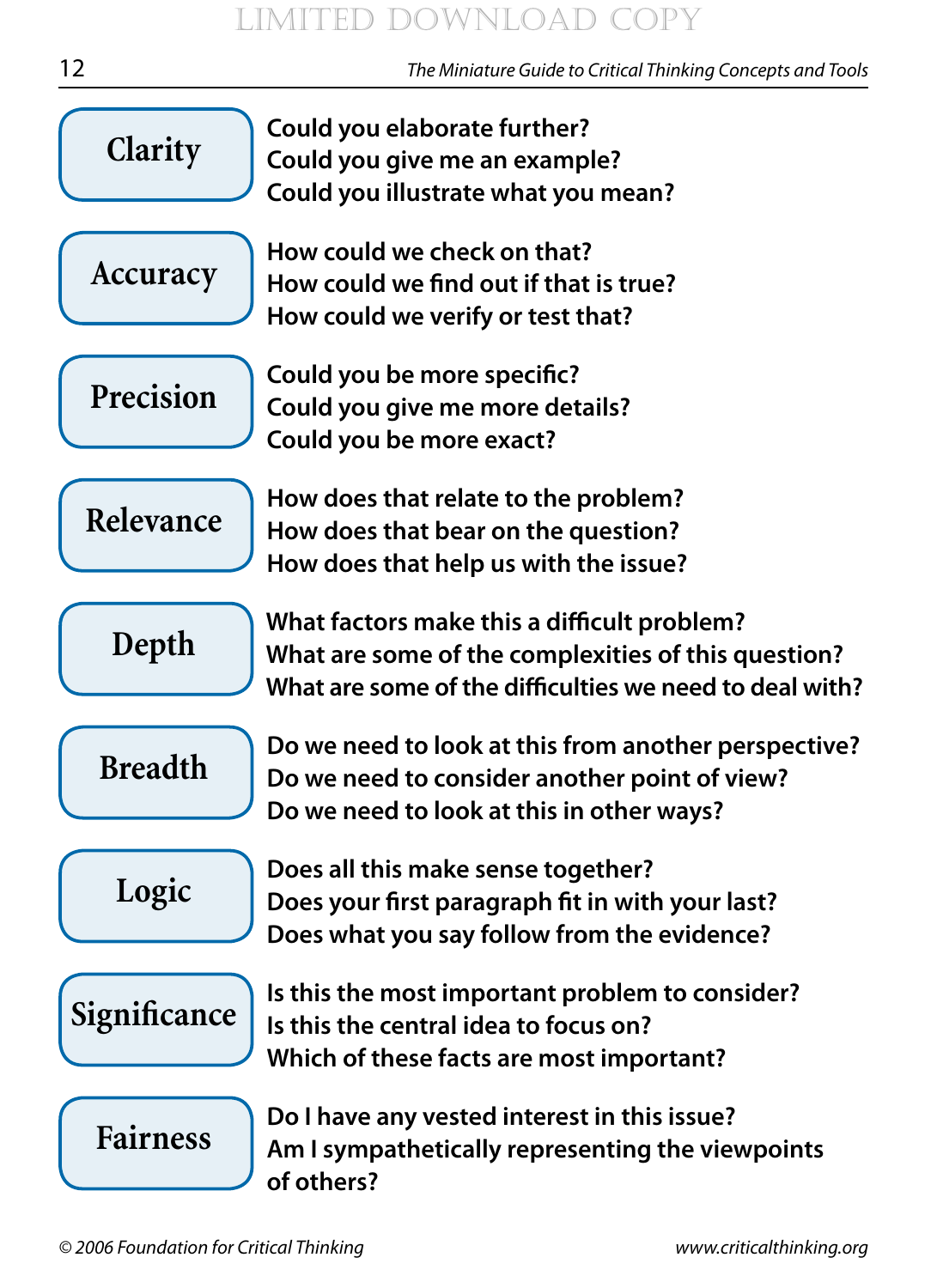**Clarity**

Could you elaborate further?
Could you give me an example?
Could you illustrate what you mean?

**Accuracy**

How could we check on that?
How could we find out if that is true?
How could we verify or test that?

**Precision**

Could you be more specific?
Could you give me more details?
Could you be more exact?

**Relevance**

How does that relate to the problem?
How does that bear on the question?
How does that help us with the issue?

**Depth**

What factors make this a difficult problem?
What are some of the complexities of this question?
What are some of the difficulties we need to deal with?

**Breadth**

Do we need to look at this from another perspective?
Do we need to consider another point of view?
Do we need to look at this in other ways?

**Logic**

Does all this make sense together?
Does your first paragraph fit in with your last?
Does what you say follow from the evidence?

**Significance**

Is this the most important problem to consider?
Is this the central idea to focus on?
Which of these facts are most important?

**Fairness**

Do I have any vested interest in this issue?
Am I sympathetically representing the viewpoints of others?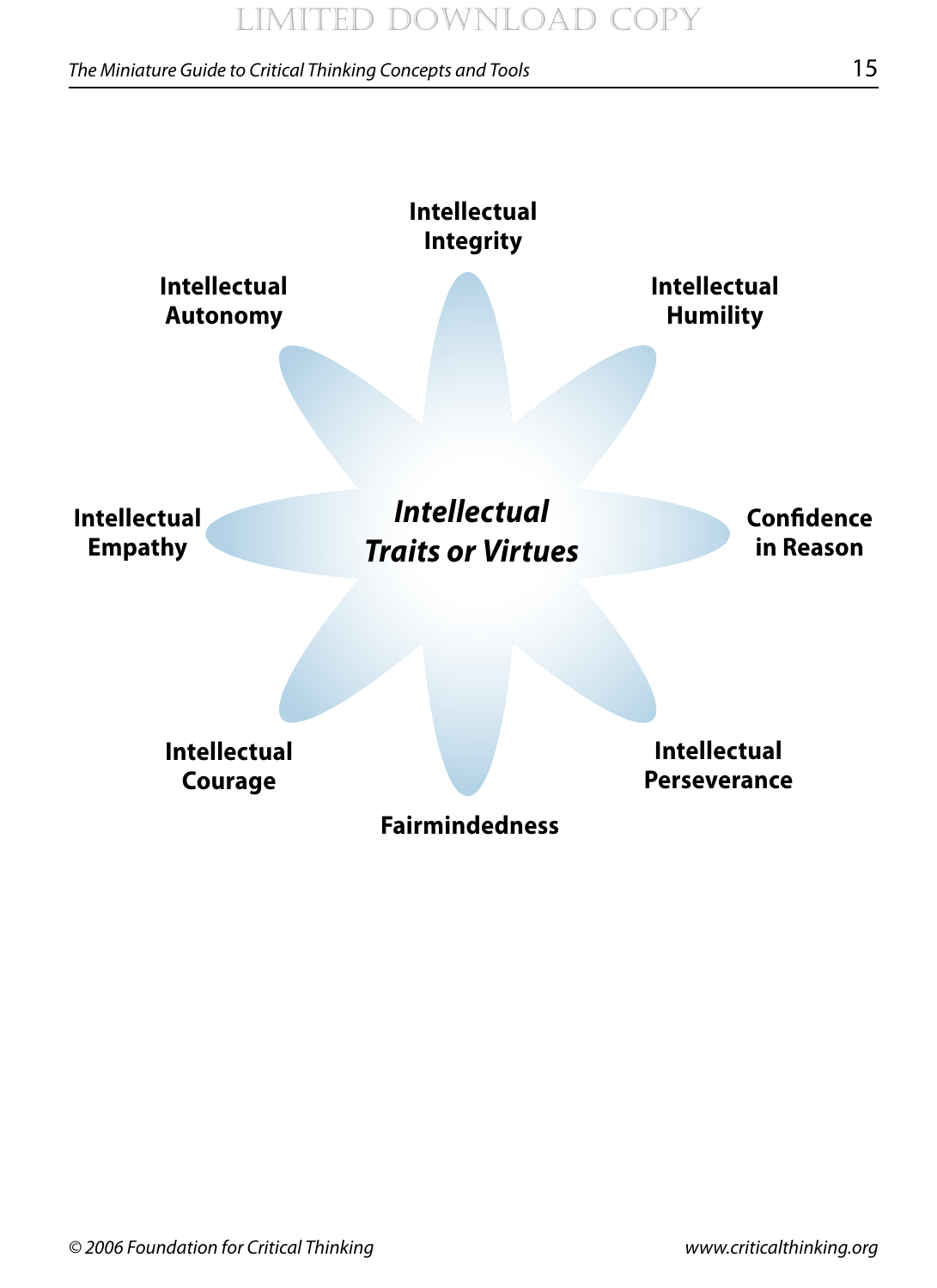**Intellectual Integrity**

**Intellectual Autonomy**

**Intellectual Humility**

**Intellectual Empathy**

***Intellectual Traits or Virtues***

**Confidence in Reason**

**Intellectual Courage**

**Intellectual Perseverance**

**Fairmindedness**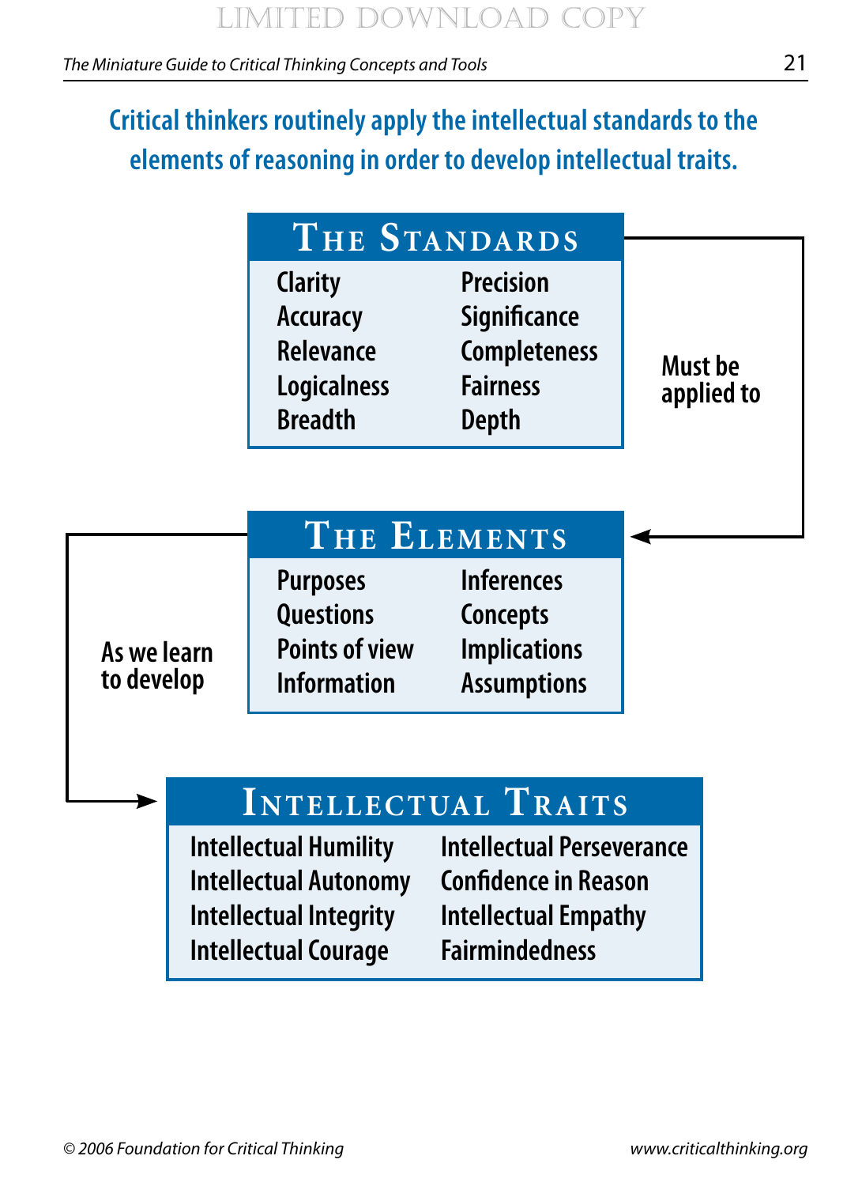## Critical thinkers routinely apply the intellectual standards to the elements of reasoning in order to develop intellectual traits.

### The Standards

| | |
|---|---|
| Clarity | Precision |
| Accuracy | Significance |
| Relevance | Completeness |
| Logicalness | Fairness |
| Breadth | Depth |

Must be applied to

### The Elements

| | |
|---|---|
| Purposes | Inferences |
| Questions | Concepts |
| Points of view | Implications |
| Information | Assumptions |

As we learn to develop

### Intellectual Traits

| | |
|---|---|
| Intellectual Humility | Intellectual Perseverance |
| Intellectual Autonomy | Confidence in Reason |
| Intellectual Integrity | Intellectual Empathy |
| Intellectual Courage | Fairmindedness |